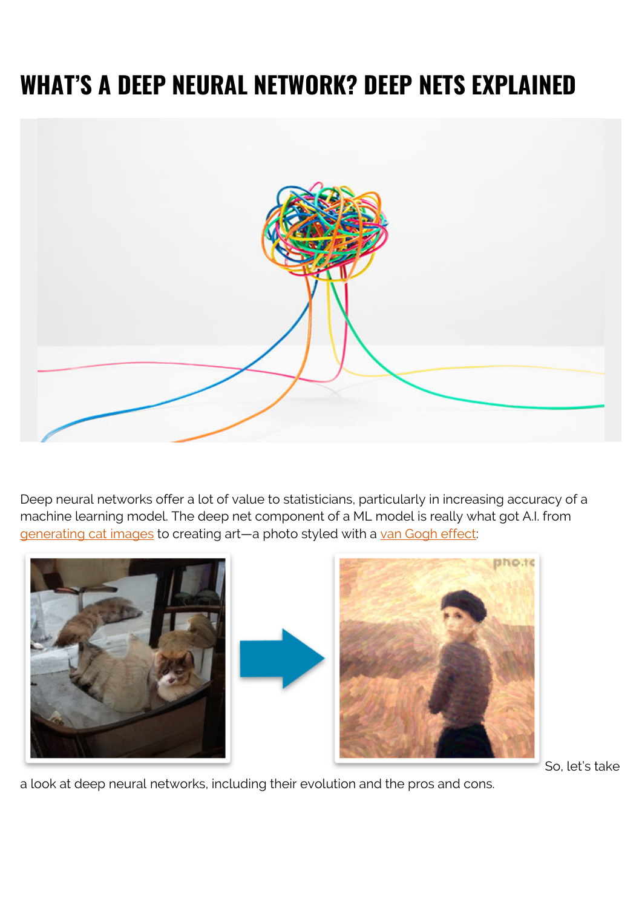# WHAT'S A DEEP NEURAL NETWORK? DEEP NETS EXPLAINED

Deep neural networks offer a lot of value to statisticians, particularly in increasing accuracy of a machine learning model. The deep net component of a ML model is really what got A.I. from generating cat images to creating art—a photo styled with a van Gogh effect:

So, let's take a look at deep neural networks, including their evolution and the pros and cons.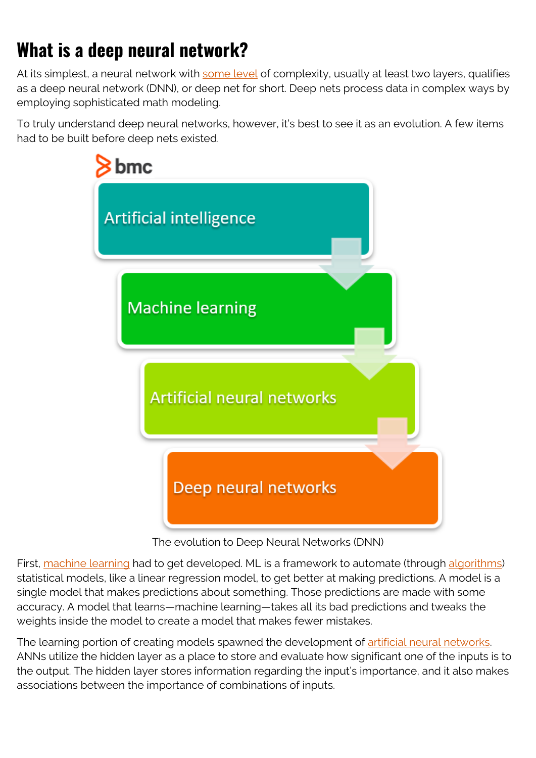# What is a deep neural network?

At its simplest, a neural network with some level of complexity, usually at least two layers, qualifies as a deep neural network (DNN), or deep net for short. Deep nets process data in complex ways by employing sophisticated math modeling.

To truly understand deep neural networks, however, it's best to see it as an evolution. A few items had to be built before deep nets existed.

The evolution to Deep Neural Networks (DNN)

First, machine learning had to get developed. ML is a framework to automate (through algorithms) statistical models, like a linear regression model, to get better at making predictions. A model is a single model that makes predictions about something. Those predictions are made with some accuracy. A model that learns—machine learning—takes all its bad predictions and tweaks the weights inside the model to create a model that makes fewer mistakes.

The learning portion of creating models spawned the development of artificial neural networks. ANNs utilize the hidden layer as a place to store and evaluate how significant one of the inputs is to the output. The hidden layer stores information regarding the input's importance, and it also makes associations between the importance of combinations of inputs.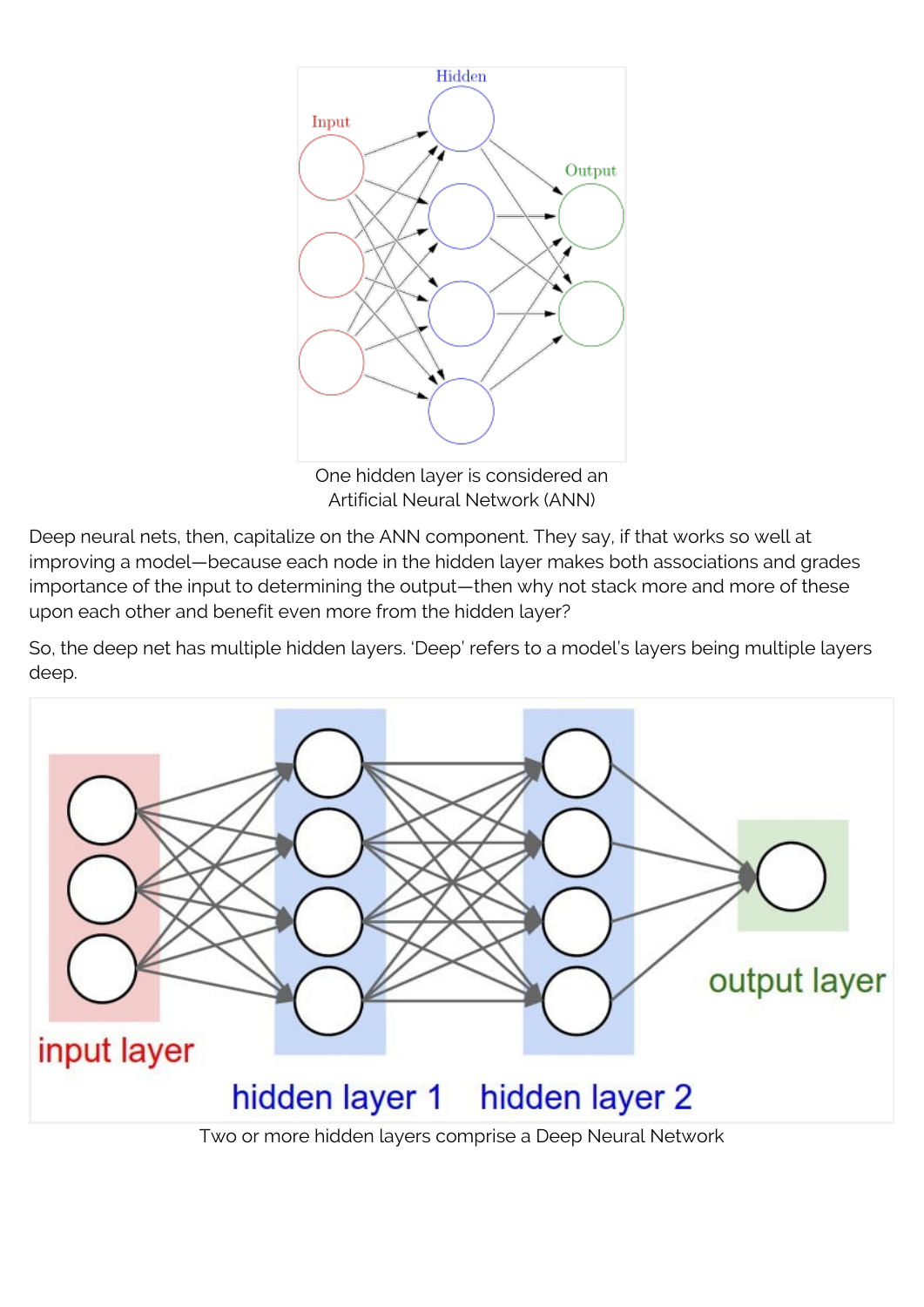One hidden layer is considered an Artificial Neural Network (ANN)

Deep neural nets, then, capitalize on the ANN component. They say, if that works so well at improving a model—because each node in the hidden layer makes both associations and grades importance of the input to determining the output—then why not stack more and more of these upon each other and benefit even more from the hidden layer?

So, the deep net has multiple hidden layers. 'Deep' refers to a model's layers being multiple layers deep.

Two or more hidden layers comprise a Deep Neural Network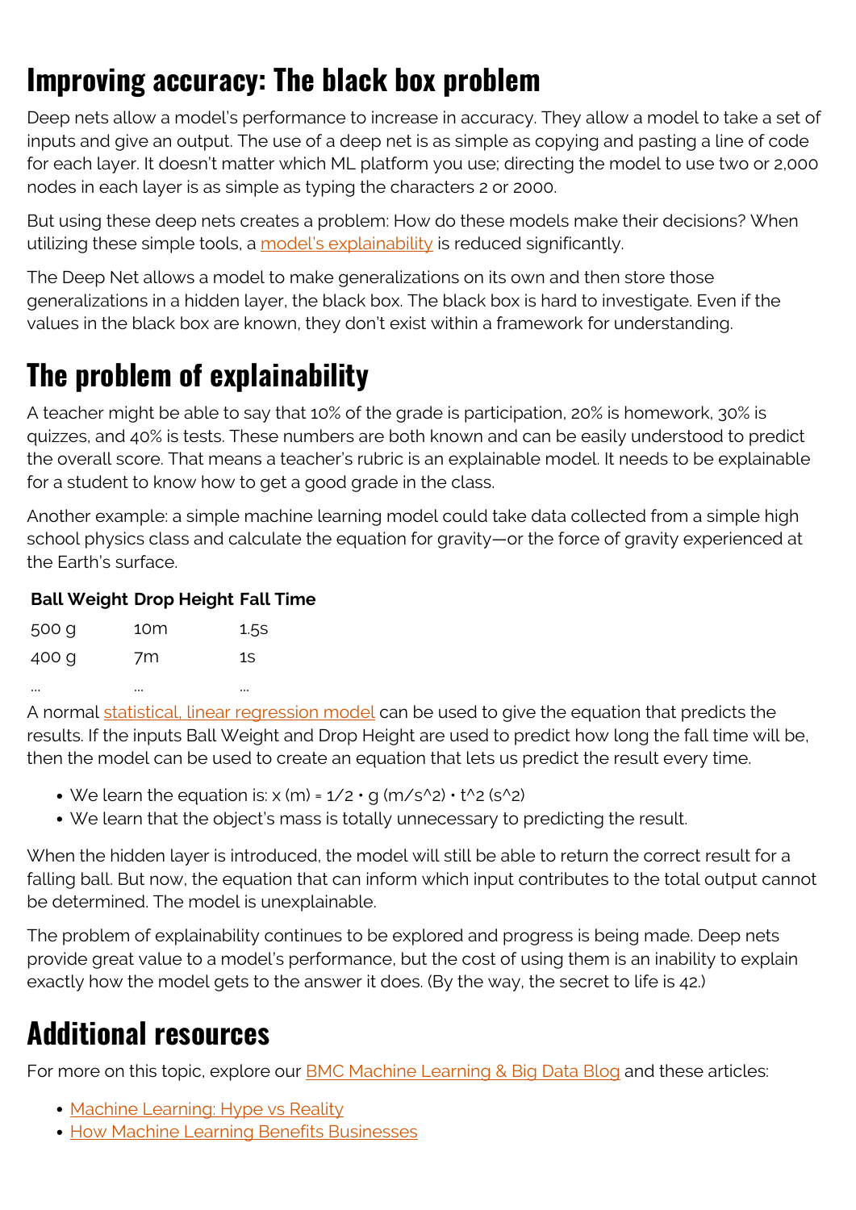## Improving accuracy: The black box problem

Deep nets allow a model's performance to increase in accuracy. They allow a model to take a set of inputs and give an output. The use of a deep net is as simple as copying and pasting a line of code for each layer. It doesn't matter which ML platform you use; directing the model to use two or 2,000 nodes in each layer is as simple as typing the characters 2 or 2000.

But using these deep nets creates a problem: How do these models make their decisions? When utilizing these simple tools, a model's explainability is reduced significantly.

The Deep Net allows a model to make generalizations on its own and then store those generalizations in a hidden layer, the black box. The black box is hard to investigate. Even if the values in the black box are known, they don't exist within a framework for understanding.

## The problem of explainability

A teacher might be able to say that 10% of the grade is participation, 20% is homework, 30% is quizzes, and 40% is tests. These numbers are both known and can be easily understood to predict the overall score. That means a teacher's rubric is an explainable model. It needs to be explainable for a student to know how to get a good grade in the class.

Another example: a simple machine learning model could take data collected from a simple high school physics class and calculate the equation for gravity—or the force of gravity experienced at the Earth's surface.

| Ball Weight | Drop Height | Fall Time |
|---|---|---|
| 500 g | 10m | 1.5s |
| 400 g | 7m | 1s |
| ... | ... | ... |

A normal statistical, linear regression model can be used to give the equation that predicts the results. If the inputs Ball Weight and Drop Height are used to predict how long the fall time will be, then the model can be used to create an equation that lets us predict the result every time.

- We learn the equation is: $x \text{ (m)} = 1/2 \cdot g \text{ (m/s}^2\text{)} \cdot t^2 \text{ (s}^2\text{)}$
- We learn that the object's mass is totally unnecessary to predicting the result.

When the hidden layer is introduced, the model will still be able to return the correct result for a falling ball. But now, the equation that can inform which input contributes to the total output cannot be determined. The model is unexplainable.

The problem of explainability continues to be explored and progress is being made. Deep nets provide great value to a model's performance, but the cost of using them is an inability to explain exactly how the model gets to the answer it does. (By the way, the secret to life is 42.)

## Additional resources

For more on this topic, explore our BMC Machine Learning & Big Data Blog and these articles:

- Machine Learning: Hype vs Reality
- How Machine Learning Benefits Businesses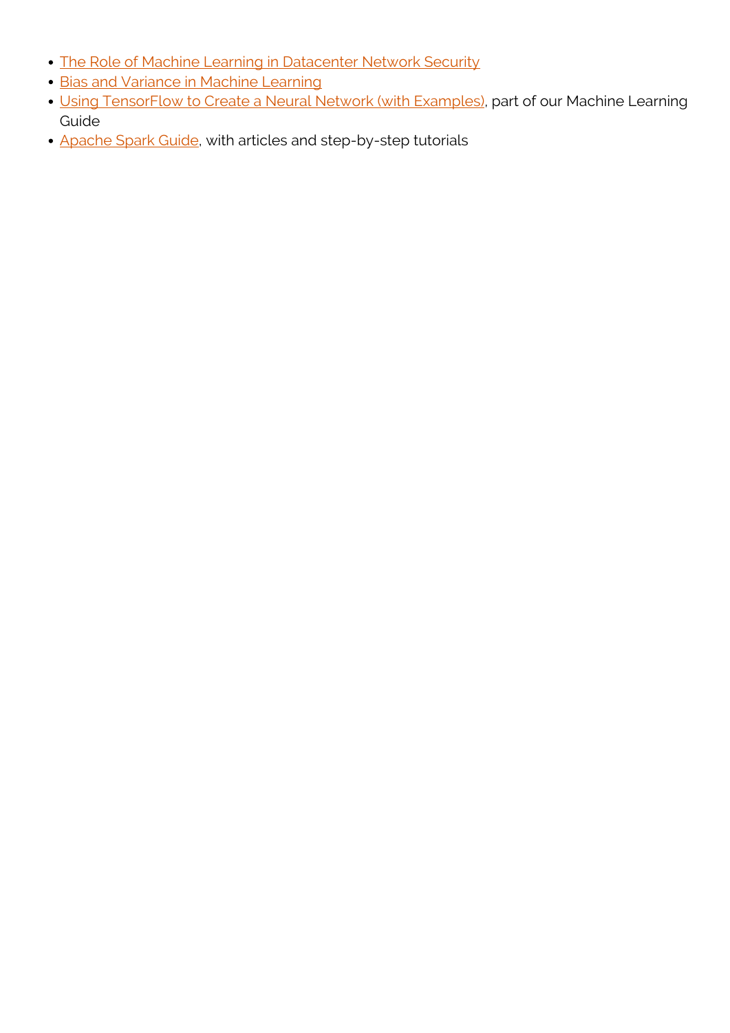- The Role of Machine Learning in Datacenter Network Security
- Bias and Variance in Machine Learning
- Using TensorFlow to Create a Neural Network (with Examples), part of our Machine Learning Guide
- Apache Spark Guide, with articles and step-by-step tutorials